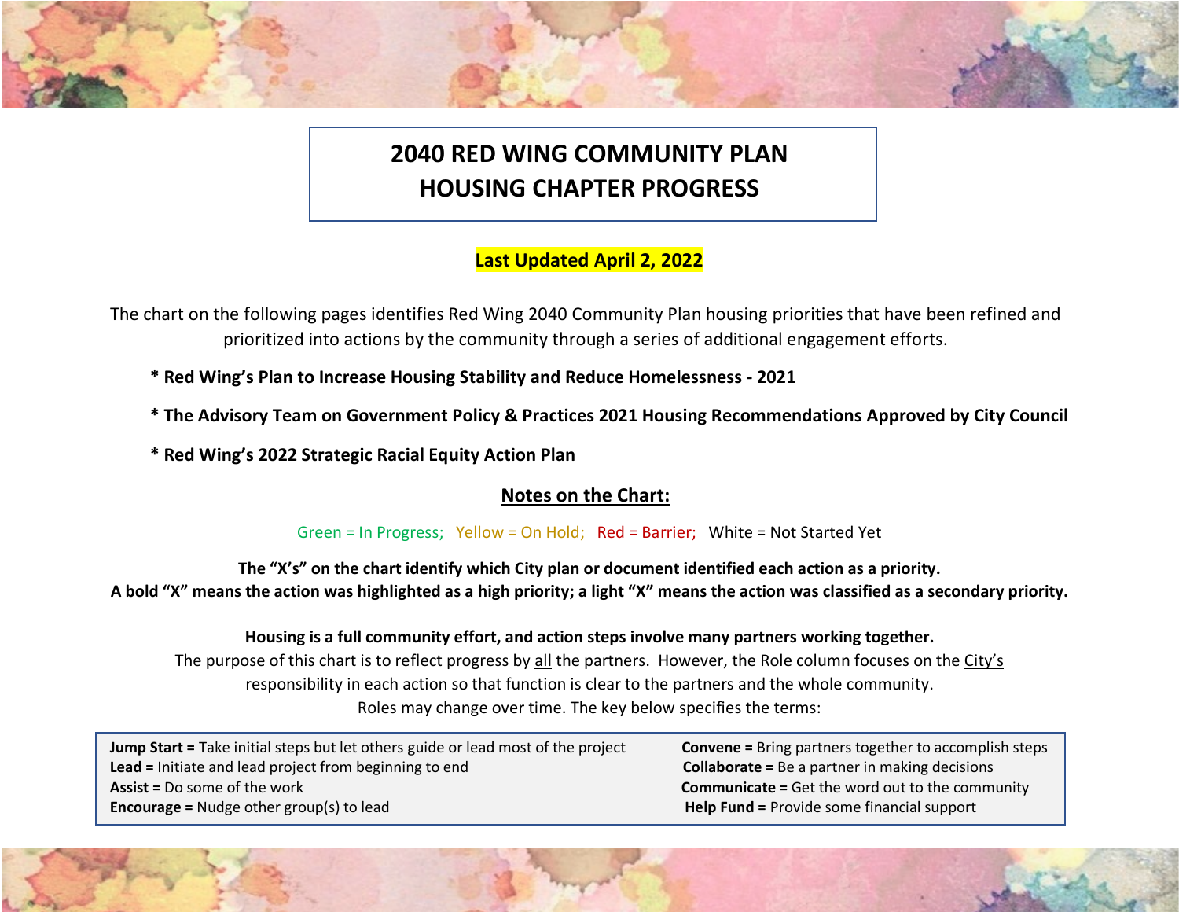# 2040 RED WING COMMUNITY PLAN
# HOUSING CHAPTER PROGRESS

**Last Updated April 2, 2022**

The chart on the following pages identifies Red Wing 2040 Community Plan housing priorities that have been refined and prioritized into actions by the community through a series of additional engagement efforts.

- **Red Wing's Plan to Increase Housing Stability and Reduce Homelessness - 2021**
- **The Advisory Team on Government Policy & Practices 2021 Housing Recommendations Approved by City Council**
- **Red Wing's 2022 Strategic Racial Equity Action Plan**

## Notes on the Chart:

Green = In Progress; Yellow = On Hold; Red = Barrier; White = Not Started Yet

**The "X's" on the chart identify which City plan or document identified each action as a priority.**
**A bold "X" means the action was highlighted as a high priority; a light "X" means the action was classified as a secondary priority.**

**Housing is a full community effort, and action steps involve many partners working together.**
The purpose of this chart is to reflect progress by all the partners. However, the Role column focuses on the City's responsibility in each action so that function is clear to the partners and the whole community.
Roles may change over time. The key below specifies the terms:

| | |
|---|---|
| **Jump Start =** Take initial steps but let others guide or lead most of the project | **Convene =** Bring partners together to accomplish steps |
| **Lead =** Initiate and lead project from beginning to end | **Collaborate =** Be a partner in making decisions |
| **Assist =** Do some of the work | **Communicate =** Get the word out to the community |
| **Encourage =** Nudge other group(s) to lead | **Help Fund =** Provide some financial support |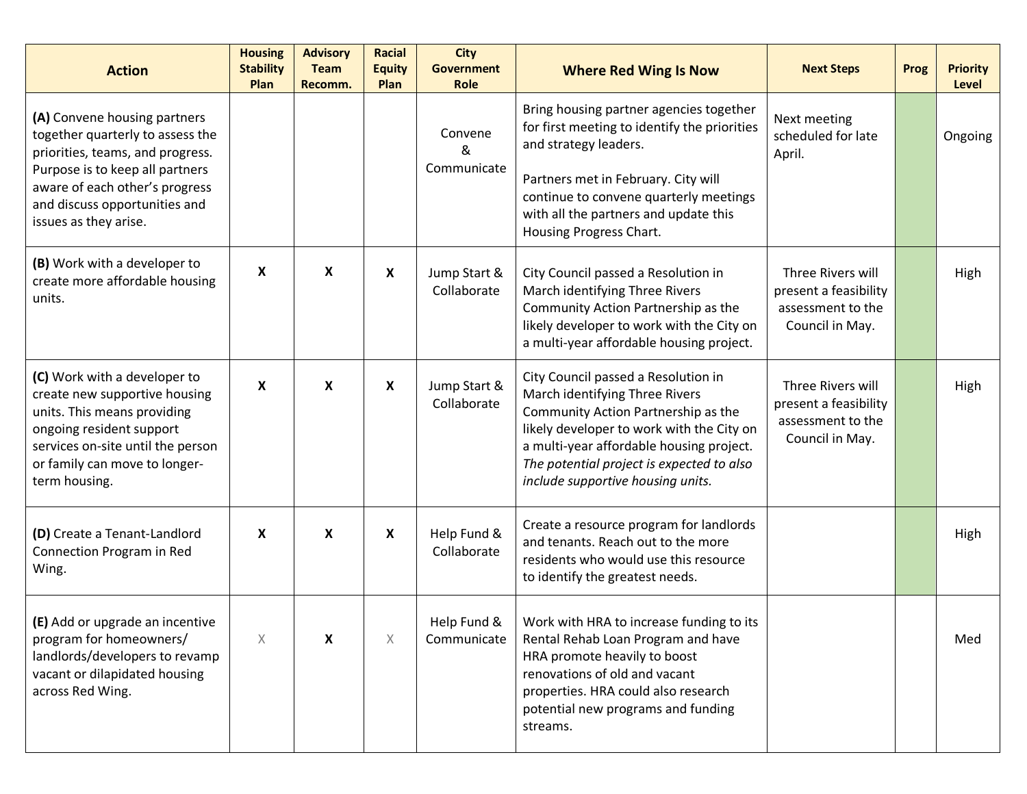| Action | Housing Stability Plan | Advisory Team Recomm. | Racial Equity Plan | City Government Role | Where Red Wing Is Now | Next Steps | Prog | Priority Level |
|---|---|---|---|---|---|---|---|---|
| **(A)** Convene housing partners together quarterly to assess the priorities, teams, and progress. Purpose is to keep all partners aware of each other's progress and discuss opportunities and issues as they arise. | | | | Convene & Communicate | Bring housing partner agencies together for first meeting to identify the priorities and strategy leaders.<br><br>Partners met in February. City will continue to convene quarterly meetings with all the partners and update this Housing Progress Chart. | Next meeting scheduled for late April. | | Ongoing |
| **(B)** Work with a developer to create more affordable housing units. | **X** | **X** | **X** | Jump Start & Collaborate | City Council passed a Resolution in March identifying Three Rivers Community Action Partnership as the likely developer to work with the City on a multi-year affordable housing project. | Three Rivers will present a feasibility assessment to the Council in May. | | High |
| **(C)** Work with a developer to create new supportive housing units. This means providing ongoing resident support services on-site until the person or family can move to longer-term housing. | **X** | **X** | **X** | Jump Start & Collaborate | City Council passed a Resolution in March identifying Three Rivers Community Action Partnership as the likely developer to work with the City on a multi-year affordable housing project. *The potential project is expected to also include supportive housing units.* | Three Rivers will present a feasibility assessment to the Council in May. | | High |
| **(D)** Create a Tenant-Landlord Connection Program in Red Wing. | **X** | **X** | **X** | Help Fund & Collaborate | Create a resource program for landlords and tenants. Reach out to the more residents who would use this resource to identify the greatest needs. | | | High |
| **(E)** Add or upgrade an incentive program for homeowners/ landlords/developers to revamp vacant or dilapidated housing across Red Wing. | X | **X** | X | Help Fund & Communicate | Work with HRA to increase funding to its Rental Rehab Loan Program and have HRA promote heavily to boost renovations of old and vacant properties. HRA could also research potential new programs and funding streams. | | | Med |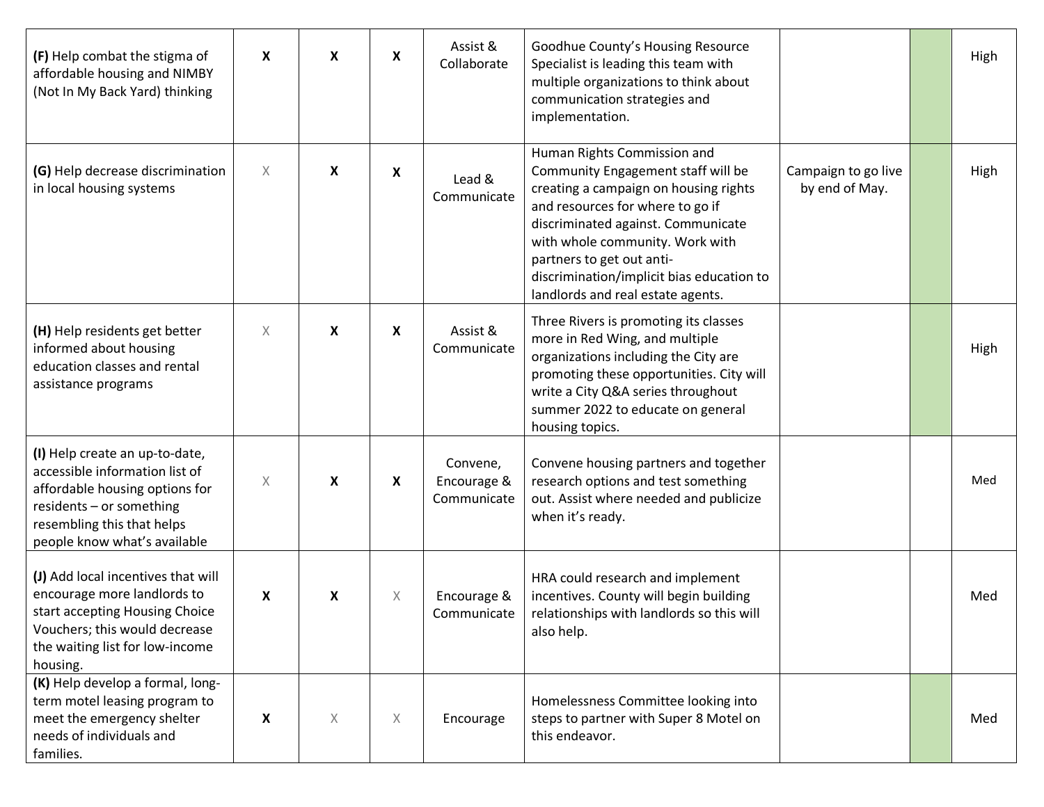| | | | | | | | | |
|---|---|---|---|---|---|---|---|---|
| **(F)** Help combat the stigma of affordable housing and NIMBY (Not In My Back Yard) thinking | **X** | **X** | **X** | Assist & Collaborate | Goodhue County's Housing Resource Specialist is leading this team with multiple organizations to think about communication strategies and implementation. | | | High |
| **(G)** Help decrease discrimination in local housing systems | X | **X** | **X** | Lead & Communicate | Human Rights Commission and Community Engagement staff will be creating a campaign on housing rights and resources for where to go if discriminated against. Communicate with whole community. Work with partners to get out anti-discrimination/implicit bias education to landlords and real estate agents. | Campaign to go live by end of May. | | High |
| **(H)** Help residents get better informed about housing education classes and rental assistance programs | X | **X** | **X** | Assist & Communicate | Three Rivers is promoting its classes more in Red Wing, and multiple organizations including the City are promoting these opportunities. City will write a City Q&A series throughout summer 2022 to educate on general housing topics. | | | High |
| **(I)** Help create an up-to-date, accessible information list of affordable housing options for residents – or something resembling this that helps people know what's available | X | **X** | **X** | Convene, Encourage & Communicate | Convene housing partners and together research options and test something out. Assist where needed and publicize when it's ready. | | | Med |
| **(J)** Add local incentives that will encourage more landlords to start accepting Housing Choice Vouchers; this would decrease the waiting list for low-income housing. | **X** | **X** | X | Encourage & Communicate | HRA could research and implement incentives. County will begin building relationships with landlords so this will also help. | | | Med |
| **(K)** Help develop a formal, long-term motel leasing program to meet the emergency shelter needs of individuals and families. | **X** | X | X | Encourage | Homelessness Committee looking into steps to partner with Super 8 Motel on this endeavor. | | | Med |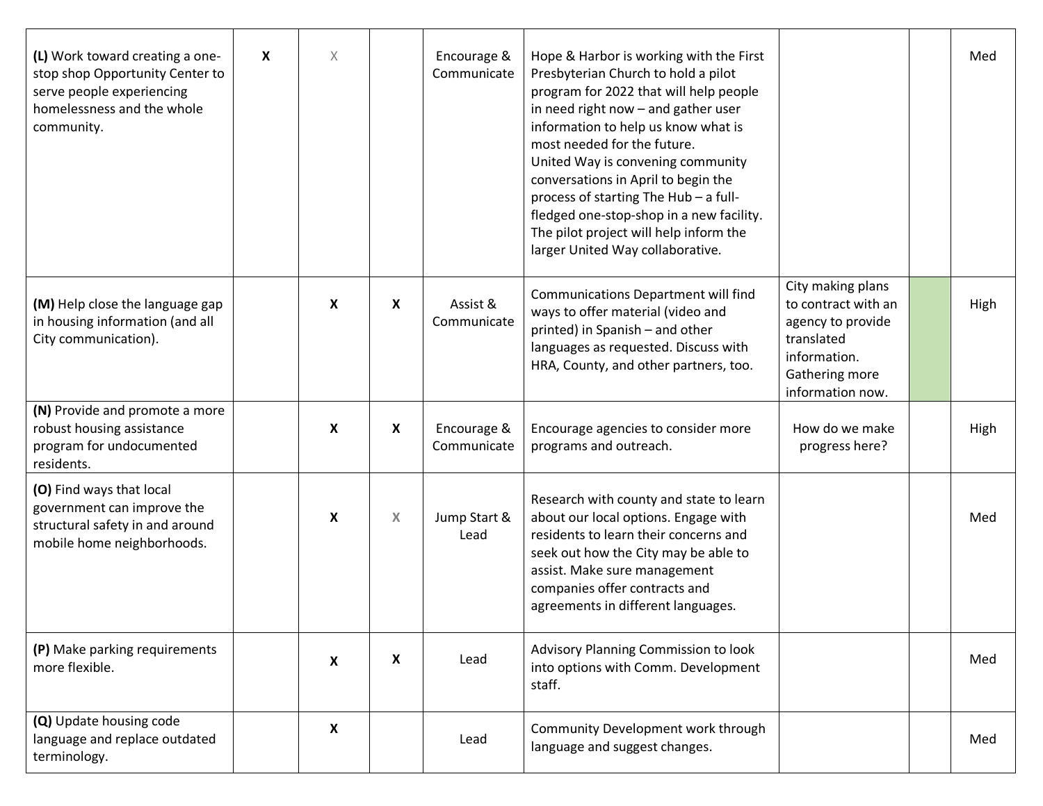| | | | | | | | | |
|---|---|---|---|---|---|---|---|---|
| **(L)** Work toward creating a one-stop shop Opportunity Center to serve people experiencing homelessness and the whole community. | **X** | X | | Encourage & Communicate | Hope & Harbor is working with the First Presbyterian Church to hold a pilot program for 2022 that will help people in need right now – and gather user information to help us know what is most needed for the future. United Way is convening community conversations in April to begin the process of starting The Hub – a full-fledged one-stop-shop in a new facility. The pilot project will help inform the larger United Way collaborative. | | | Med |
| **(M)** Help close the language gap in housing information (and all City communication). | | **X** | **X** | Assist & Communicate | Communications Department will find ways to offer material (video and printed) in Spanish – and other languages as requested. Discuss with HRA, County, and other partners, too. | City making plans to contract with an agency to provide translated information. Gathering more information now. | | High |
| **(N)** Provide and promote a more robust housing assistance program for undocumented residents. | | **X** | **X** | Encourage & Communicate | Encourage agencies to consider more programs and outreach. | How do we make progress here? | | High |
| **(O)** Find ways that local government can improve the structural safety in and around mobile home neighborhoods. | | **X** | X | Jump Start & Lead | Research with county and state to learn about our local options. Engage with residents to learn their concerns and seek out how the City may be able to assist. Make sure management companies offer contracts and agreements in different languages. | | | Med |
| **(P)** Make parking requirements more flexible. | | **X** | **X** | Lead | Advisory Planning Commission to look into options with Comm. Development staff. | | | Med |
| **(Q)** Update housing code language and replace outdated terminology. | | **X** | | Lead | Community Development work through language and suggest changes. | | | Med |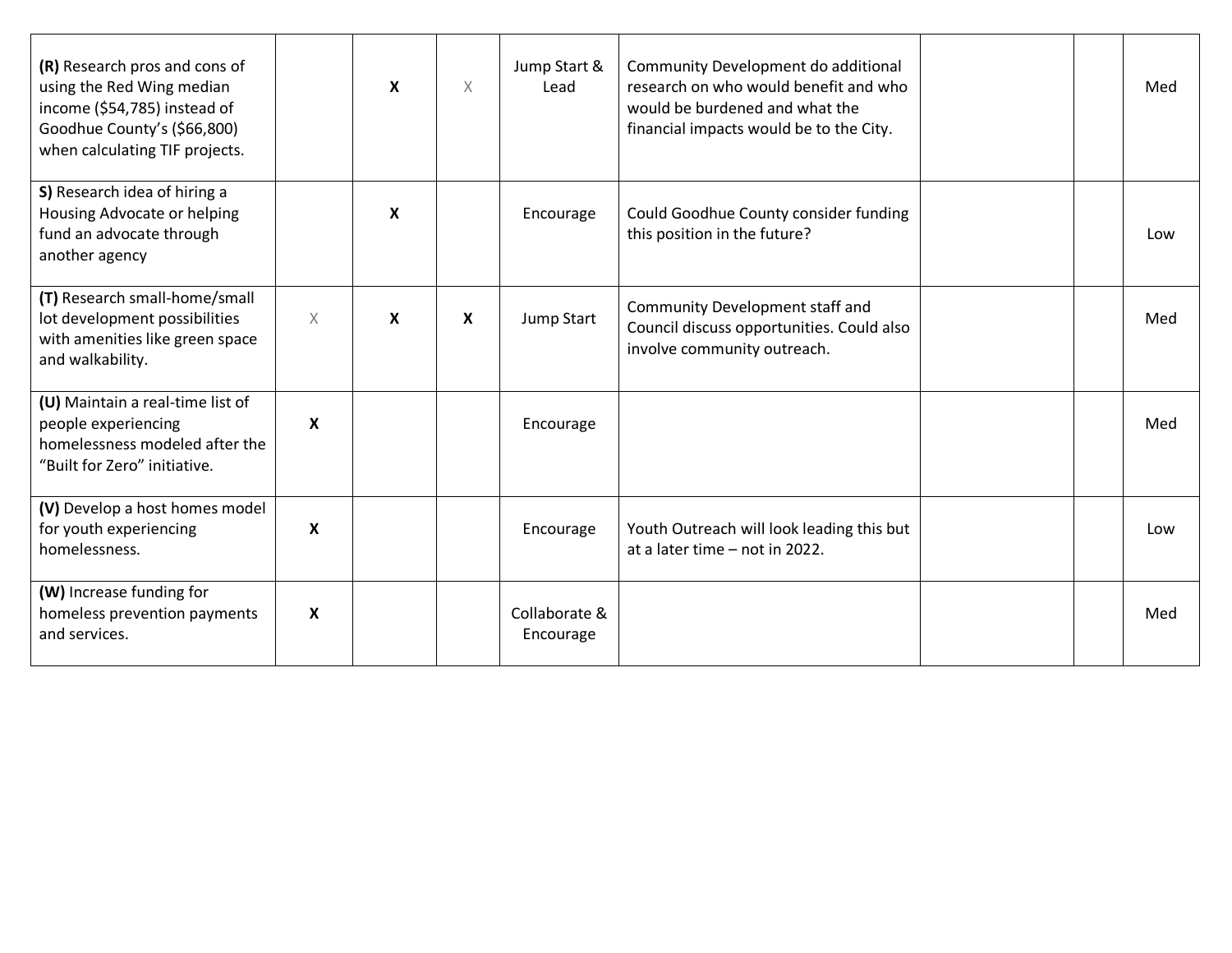| | | | | | | | | |
|---|---|---|---|---|---|---|---|---|
| **(R)** Research pros and cons of using the Red Wing median income ($54,785) instead of Goodhue County's ($66,800) when calculating TIF projects. | | **X** | X | Jump Start & Lead | Community Development do additional research on who would benefit and who would be burdened and what the financial impacts would be to the City. | | | Med |
| **S)** Research idea of hiring a Housing Advocate or helping fund an advocate through another agency | | **X** | | Encourage | Could Goodhue County consider funding this position in the future? | | | Low |
| **(T)** Research small-home/small lot development possibilities with amenities like green space and walkability. | X | **X** | **X** | Jump Start | Community Development staff and Council discuss opportunities. Could also involve community outreach. | | | Med |
| **(U)** Maintain a real-time list of people experiencing homelessness modeled after the "Built for Zero" initiative. | **X** | | | Encourage | | | | Med |
| **(V)** Develop a host homes model for youth experiencing homelessness. | **X** | | | Encourage | Youth Outreach will look leading this but at a later time – not in 2022. | | | Low |
| **(W)** Increase funding for homeless prevention payments and services. | **X** | | | Collaborate & Encourage | | | | Med |